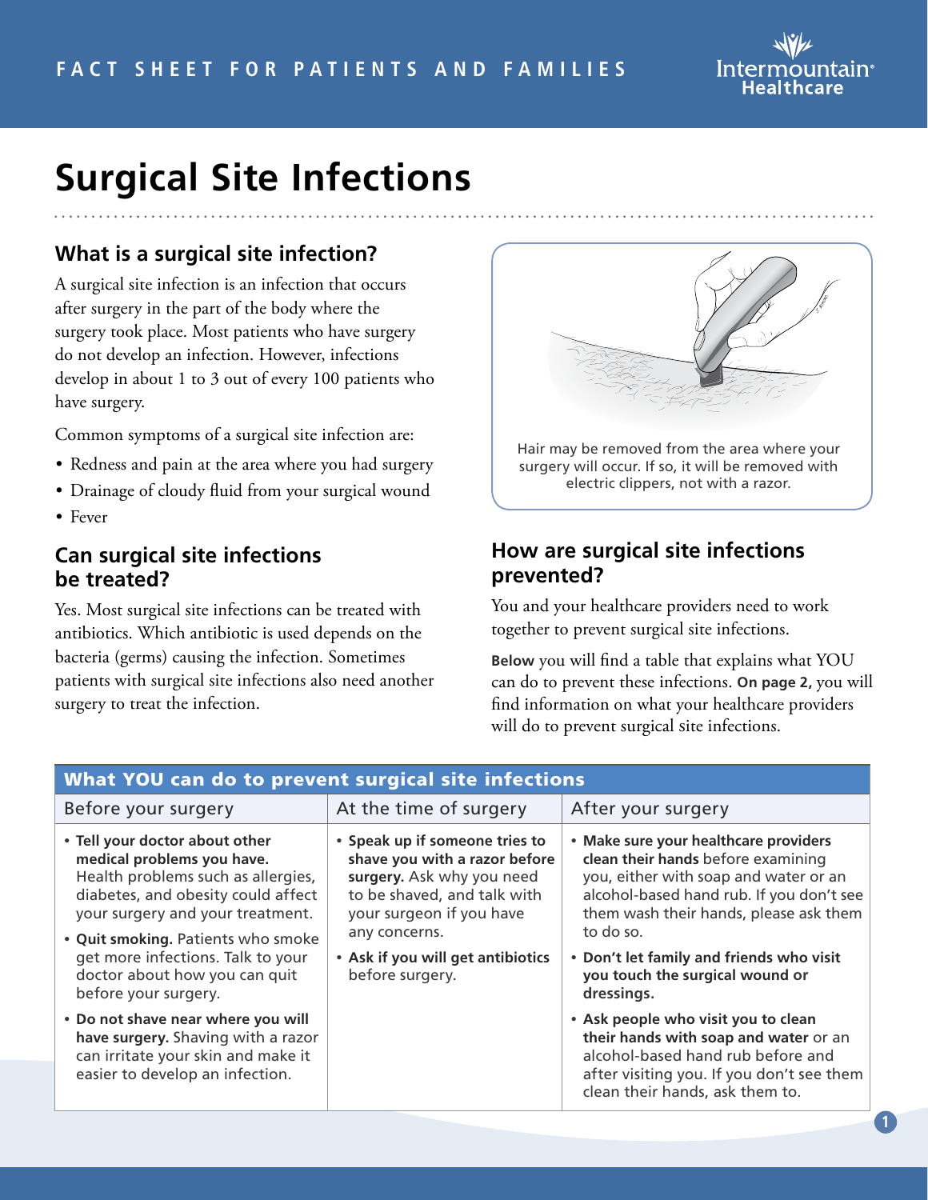FACT SHEET FOR PATIENTS AND FAMILIES

# Surgical Site Infections

## What is a surgical site infection?

A surgical site infection is an infection that occurs after surgery in the part of the body where the surgery took place. Most patients who have surgery do not develop an infection. However, infections develop in about 1 to 3 out of every 100 patients who have surgery.

Common symptoms of a surgical site infection are:

- Redness and pain at the area where you had surgery
- Drainage of cloudy fluid from your surgical wound
- Fever

## Can surgical site infections be treated?

Yes. Most surgical site infections can be treated with antibiotics. Which antibiotic is used depends on the bacteria (germs) causing the infection. Sometimes patients with surgical site infections also need another surgery to treat the infection.

Hair may be removed from the area where your surgery will occur. If so, it will be removed with electric clippers, not with a razor.

## How are surgical site infections prevented?

You and your healthcare providers need to work together to prevent surgical site infections.

**Below** you will find a table that explains what YOU can do to prevent these infections. **On page 2,** you will find information on what your healthcare providers will do to prevent surgical site infections.

| What YOU can do to prevent surgical site infections | | |
|---|---|---|
| Before your surgery | At the time of surgery | After your surgery |
| • **Tell your doctor about other medical problems you have.** Health problems such as allergies, diabetes, and obesity could affect your surgery and your treatment.<br>• **Quit smoking.** Patients who smoke get more infections. Talk to your doctor about how you can quit before your surgery.<br>• **Do not shave near where you will have surgery.** Shaving with a razor can irritate your skin and make it easier to develop an infection. | • **Speak up if someone tries to shave you with a razor before surgery.** Ask why you need to be shaved, and talk with your surgeon if you have any concerns.<br>• **Ask if you will get antibiotics** before surgery. | • **Make sure your healthcare providers clean their hands** before examining you, either with soap and water or an alcohol-based hand rub. If you don't see them wash their hands, please ask them to do so.<br>• **Don't let family and friends who visit you touch the surgical wound or dressings.**<br>• **Ask people who visit you to clean their hands with soap and water** or an alcohol-based hand rub before and after visiting you. If you don't see them clean their hands, ask them to. |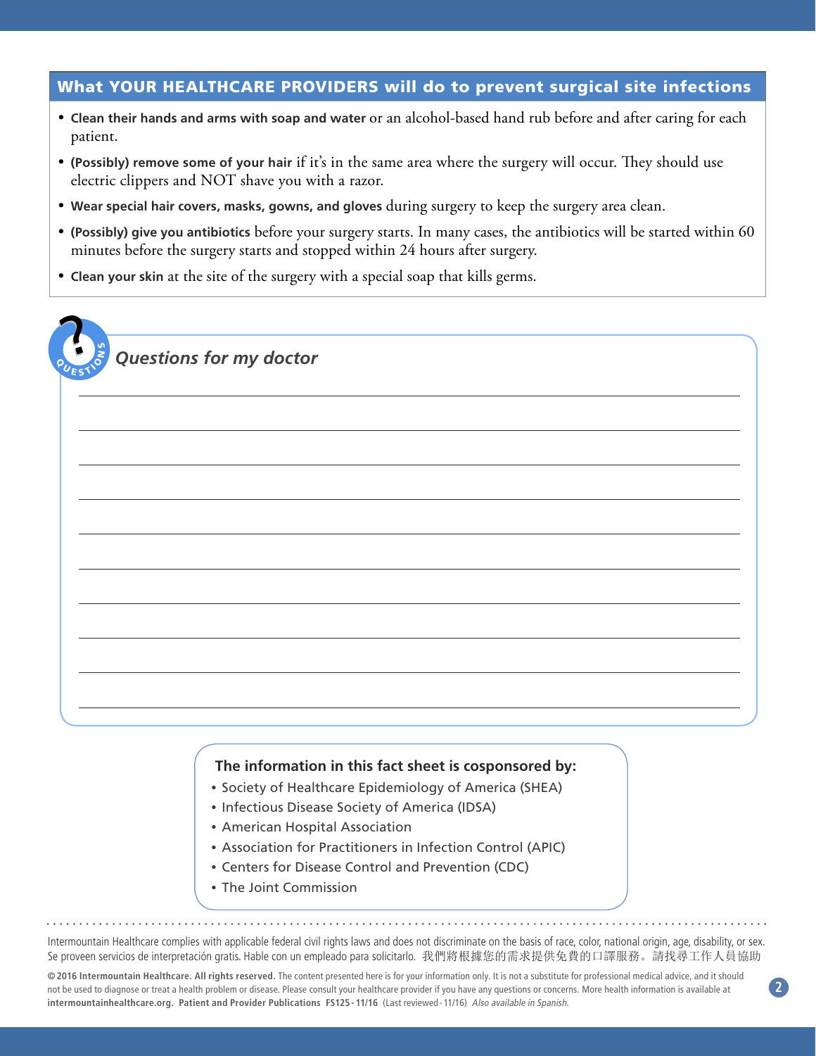## What YOUR HEALTHCARE PROVIDERS will do to prevent surgical site infections

- **Clean their hands and arms with soap and water** or an alcohol-based hand rub before and after caring for each patient.
- **(Possibly) remove some of your hair** if it's in the same area where the surgery will occur. They should use electric clippers and NOT shave you with a razor.
- **Wear special hair covers, masks, gowns, and gloves** during surgery to keep the surgery area clean.
- **(Possibly) give you antibiotics** before your surgery starts. In many cases, the antibiotics will be started within 60 minutes before the surgery starts and stopped within 24 hours after surgery.
- **Clean your skin** at the site of the surgery with a special soap that kills germs.

## *Questions for my doctor*

**The information in this fact sheet is cosponsored by:**

- Society of Healthcare Epidemiology of America (SHEA)
- Infectious Disease Society of America (IDSA)
- American Hospital Association
- Association for Practitioners in Infection Control (APIC)
- Centers for Disease Control and Prevention (CDC)
- The Joint Commission

Intermountain Healthcare complies with applicable federal civil rights laws and does not discriminate on the basis of race, color, national origin, age, disability, or sex. Se proveen servicios de interpretación gratis. Hable con un empleado para solicitarlo. 我們將根據您的需求提供免費的口譯服務。請找尋工作人員協助

**© 2016 Intermountain Healthcare. All rights reserved.** The content presented here is for your information only. It is not a substitute for professional medical advice, and it should not be used to diagnose or treat a health problem or disease. Please consult your healthcare provider if you have any questions or concerns. More health information is available at **intermountainhealthcare.org. Patient and Provider Publications FS125 - 11/16** (Last reviewed - 11/16) *Also available in Spanish.*